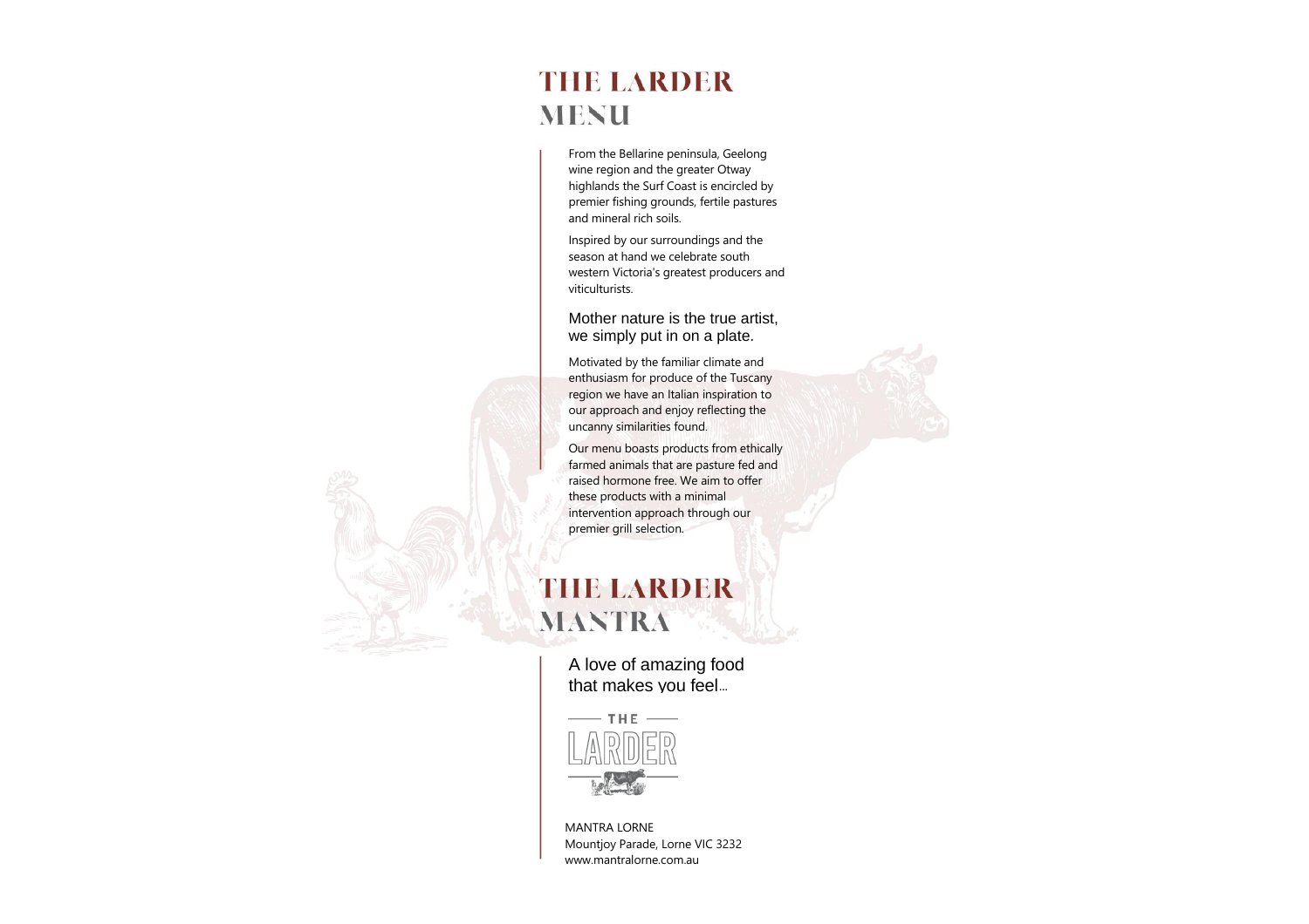# THE LARDER
# MENU

From the Bellarine peninsula, Geelong wine region and the greater Otway highlands the Surf Coast is encircled by premier fishing grounds, fertile pastures and mineral rich soils.

Inspired by our surroundings and the season at hand we celebrate south western Victoria's greatest producers and viticulturists.

Mother nature is the true artist, we simply put in on a plate.

Motivated by the familiar climate and enthusiasm for produce of the Tuscany region we have an Italian inspiration to our approach and enjoy reflecting the uncanny similarities found.

Our menu boasts products from ethically farmed animals that are pasture fed and raised hormone free. We aim to offer these products with a minimal intervention approach through our premier grill selection.

# THE LARDER
# MANTRA

A love of amazing food that makes you feel...

THE LARDER

MANTRA LORNE
Mountjoy Parade, Lorne VIC 3232
www.mantralorne.com.au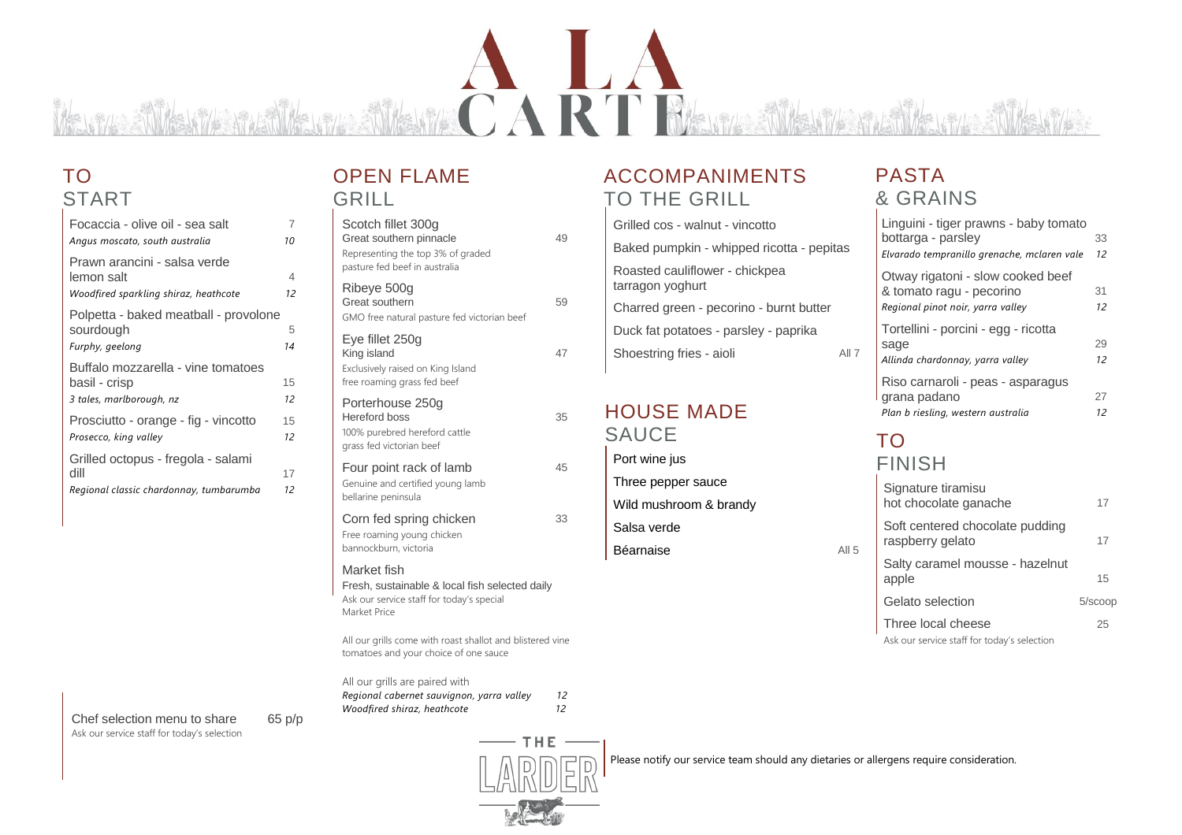# A LA CARTE

## TO START

| | | |
|---|---|---|
| Focaccia - olive oil - sea salt | 7 | |
| *Angus moscato, south australia* | *10* | |
| Prawn arancini - salsa verde lemon salt | 4 | |
| *Woodfired sparkling shiraz, heathcote* | *12* | |
| Polpetta - baked meatball - provolone sourdough | 5 | |
| *Furphy, geelong* | *14* | |
| Buffalo mozzarella - vine tomatoes basil - crisp | 15 | |
| *3 tales, marlborough, nz* | *12* | |
| Prosciutto - orange - fig - vincotto | 15 | |
| *Prosecco, king valley* | *12* | |
| Grilled octopus - fregola - salami dill | 17 | |
| *Regional classic chardonnay, tumbarumba* | *12* | |

Chef selection menu to share 65 p/p
Ask our service staff for today's selection

## OPEN FLAME GRILL

Scotch fillet 300g — 49
Great southern pinnacle
Representing the top 3% of graded pasture fed beef in australia

Ribeye 500g — 59
Great southern
GMO free natural pasture fed victorian beef

Eye fillet 250g — 47
King island
Exclusively raised on King Island free roaming grass fed beef

Porterhouse 250g — 35
Hereford boss
100% purebred hereford cattle grass fed victorian beef

Four point rack of lamb — 45
Genuine and certified young lamb bellarine peninsula

Corn fed spring chicken — 33
Free roaming young chicken bannockburn, victoria

Market fish
Fresh, sustainable & local fish selected daily
Ask our service staff for today's special
Market Price

All our grills come with roast shallot and blistered vine tomatoes and your choice of one sauce

All our grills are paired with
*Regional cabernet sauvignon, yarra valley* *12*
*Woodfired shiraz, heathcote* *12*

## ACCOMPANIMENTS TO THE GRILL

- Grilled cos - walnut - vincotto
- Baked pumpkin - whipped ricotta - pepitas
- Roasted cauliflower - chickpea tarragon yoghurt
- Charred green - pecorino - burnt butter
- Duck fat potatoes - parsley - paprika
- Shoestring fries - aioli

All 7

## HOUSE MADE SAUCE

- Port wine jus
- Three pepper sauce
- Wild mushroom & brandy
- Salsa verde
- Béarnaise

All 5

## PASTA & GRAINS

| | |
|---|---|
| Linguini - tiger prawns - baby tomato bottarga - parsley | 33 |
| *Elvarado tempranillo grenache, mclaren vale* | *12* |
| Otway rigatoni - slow cooked beef & tomato ragu - pecorino | 31 |
| *Regional pinot noir, yarra valley* | *12* |
| Tortellini - porcini - egg - ricotta sage | 29 |
| *Allinda chardonnay, yarra valley* | *12* |
| Riso carnaroli - peas - asparagus grana padano | 27 |
| *Plan b riesling, western australia* | *12* |

## TO FINISH

| | |
|---|---|
| Signature tiramisu hot chocolate ganache | 17 |
| Soft centered chocolate pudding raspberry gelato | 17 |
| Salty caramel mousse - hazelnut apple | 15 |
| Gelato selection | 5/scoop |
| Three local cheese | 25 |

Ask our service staff for today's selection

THE LARDER

Please notify our service team should any dietaries or allergens require consideration.